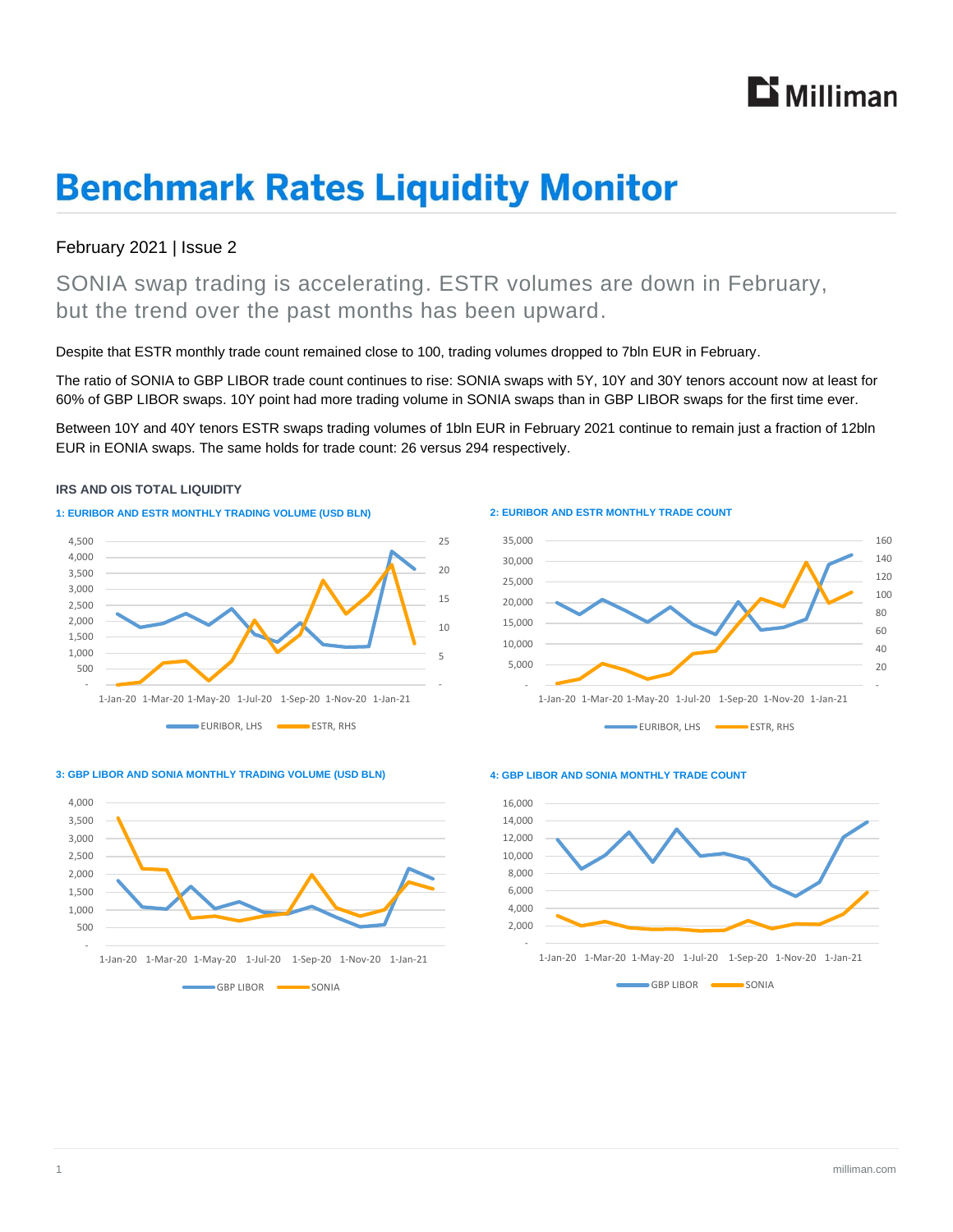# Benchmark Rates Liquidity Monitor

February 2021 | Issue 2

SONIA swap trading is accelerating. ESTR volumes are down in February, but the trend over the past months has been upward.

Despite that ESTR monthly trade count remained close to 100, trading volumes dropped to 7bln EUR in February.

The ratio of SONIA to GBP LIBOR trade count continues to rise: SONIA swaps with 5Y, 10Y and 30Y tenors account now at least for 60% of GBP LIBOR swaps. 10Y point had more trading volume in SONIA swaps than in GBP LIBOR swaps for the first time ever.

Between 10Y and 40Y tenors ESTR swaps trading volumes of 1bln EUR in February 2021 continue to remain just a fraction of 12bln EUR in EONIA swaps. The same holds for trade count: 26 versus 294 respectively.

### IRS AND OIS TOTAL LIQUIDITY

**1: EURIBOR AND ESTR MONTHLY TRADING VOLUME (USD BLN)**

**2: EURIBOR AND ESTR MONTHLY TRADE COUNT**

**3: GBP LIBOR AND SONIA MONTHLY TRADING VOLUME (USD BLN)**

**4: GBP LIBOR AND SONIA MONTHLY TRADE COUNT**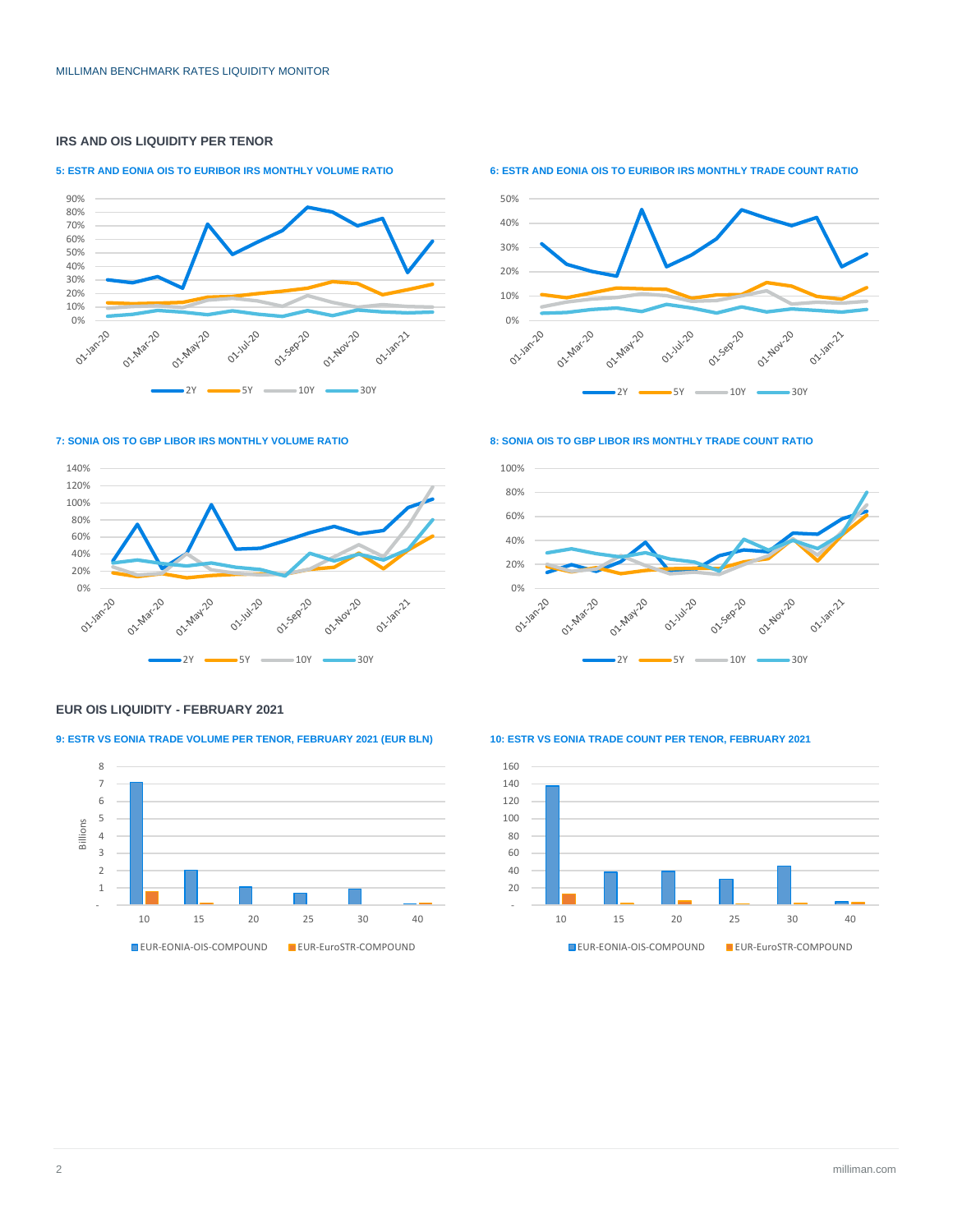## IRS AND OIS LIQUIDITY PER TENOR

**5: ESTR AND EONIA OIS TO EURIBOR IRS MONTHLY VOLUME RATIO**

**6: ESTR AND EONIA OIS TO EURIBOR IRS MONTHLY TRADE COUNT RATIO**

**7: SONIA OIS TO GBP LIBOR IRS MONTHLY VOLUME RATIO**

**8: SONIA OIS TO GBP LIBOR IRS MONTHLY TRADE COUNT RATIO**

## EUR OIS LIQUIDITY - FEBRUARY 2021

**9: ESTR VS EONIA TRADE VOLUME PER TENOR, FEBRUARY 2021 (EUR BLN)**

**10: ESTR VS EONIA TRADE COUNT PER TENOR, FEBRUARY 2021**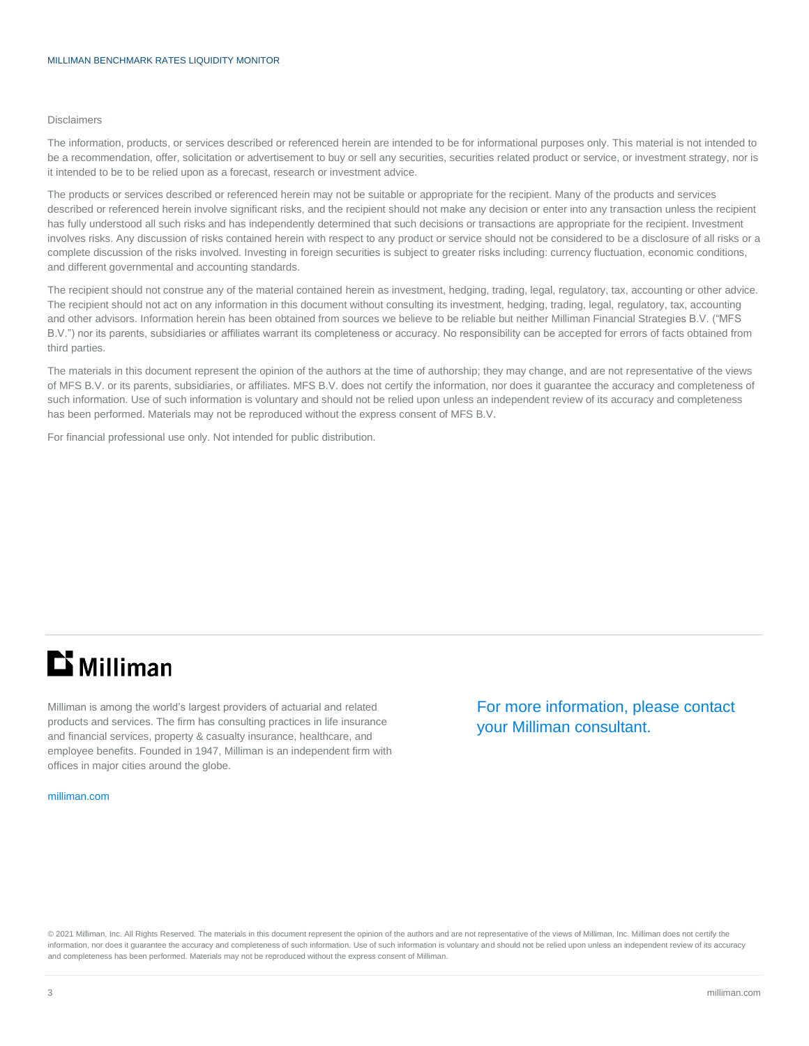Disclaimers

The information, products, or services described or referenced herein are intended to be for informational purposes only. This material is not intended to be a recommendation, offer, solicitation or advertisement to buy or sell any securities, securities related product or service, or investment strategy, nor is it intended to be to be relied upon as a forecast, research or investment advice.

The products or services described or referenced herein may not be suitable or appropriate for the recipient. Many of the products and services described or referenced herein involve significant risks, and the recipient should not make any decision or enter into any transaction unless the recipient has fully understood all such risks and has independently determined that such decisions or transactions are appropriate for the recipient. Investment involves risks. Any discussion of risks contained herein with respect to any product or service should not be considered to be a disclosure of all risks or a complete discussion of the risks involved. Investing in foreign securities is subject to greater risks including: currency fluctuation, economic conditions, and different governmental and accounting standards.

The recipient should not construe any of the material contained herein as investment, hedging, trading, legal, regulatory, tax, accounting or other advice. The recipient should not act on any information in this document without consulting its investment, hedging, trading, legal, regulatory, tax, accounting and other advisors. Information herein has been obtained from sources we believe to be reliable but neither Milliman Financial Strategies B.V. ("MFS B.V.") nor its parents, subsidiaries or affiliates warrant its completeness or accuracy. No responsibility can be accepted for errors of facts obtained from third parties.

The materials in this document represent the opinion of the authors at the time of authorship; they may change, and are not representative of the views of MFS B.V. or its parents, subsidiaries, or affiliates. MFS B.V. does not certify the information, nor does it guarantee the accuracy and completeness of such information. Use of such information is voluntary and should not be relied upon unless an independent review of its accuracy and completeness has been performed. Materials may not be reproduced without the express consent of MFS B.V.

For financial professional use only. Not intended for public distribution.

Milliman

Milliman is among the world's largest providers of actuarial and related products and services. The firm has consulting practices in life insurance and financial services, property & casualty insurance, healthcare, and employee benefits. Founded in 1947, Milliman is an independent firm with offices in major cities around the globe.

milliman.com

For more information, please contact your Milliman consultant.

© 2021 Milliman, Inc. All Rights Reserved. The materials in this document represent the opinion of the authors and are not representative of the views of Milliman, Inc. Milliman does not certify the information, nor does it guarantee the accuracy and completeness of such information. Use of such information is voluntary and should not be relied upon unless an independent review of its accuracy and completeness has been performed. Materials may not be reproduced without the express consent of Milliman.